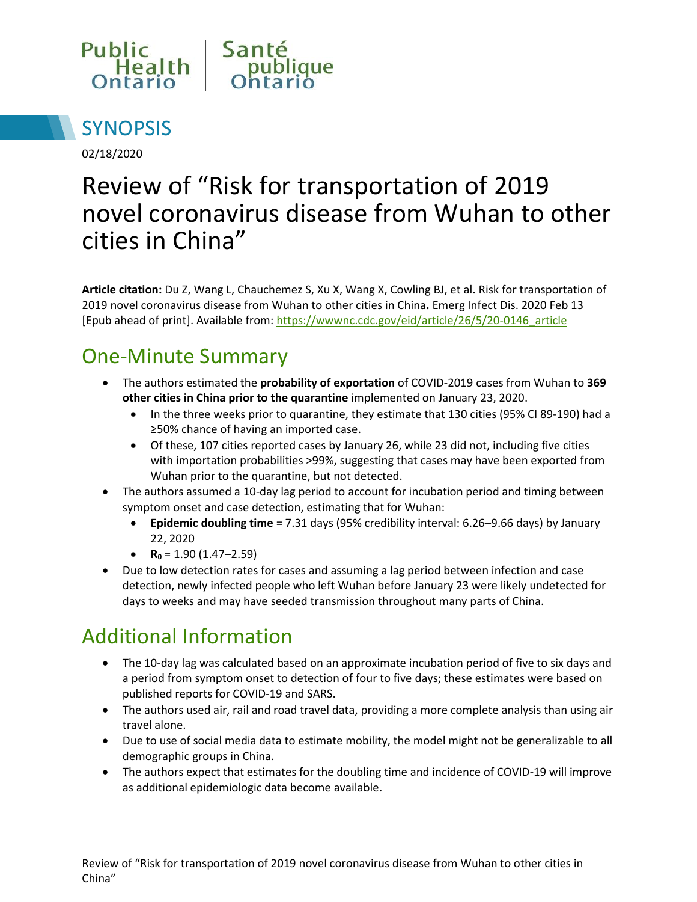Public Health Ontario | Santé publique Ontario

# SYNOPSIS

02/18/2020

# Review of “Risk for transportation of 2019 novel coronavirus disease from Wuhan to other cities in China”

**Article citation:** Du Z, Wang L, Chauchemez S, Xu X, Wang X, Cowling BJ, et al**.** Risk for transportation of 2019 novel coronavirus disease from Wuhan to other cities in China**.** Emerg Infect Dis. 2020 Feb 13 [Epub ahead of print]. Available from: [https://wwwnc.cdc.gov/eid/article/26/5/20-0146_article](https://wwwnc.cdc.gov/eid/article/26/5/20-0146_article)

## One-Minute Summary

- The authors estimated the **probability of exportation** of COVID-2019 cases from Wuhan to **369 other cities in China prior to the quarantine** implemented on January 23, 2020.
  - In the three weeks prior to quarantine, they estimate that 130 cities (95% CI 89-190) had a ≥50% chance of having an imported case.
  - Of these, 107 cities reported cases by January 26, while 23 did not, including five cities with importation probabilities >99%, suggesting that cases may have been exported from Wuhan prior to the quarantine, but not detected.
- The authors assumed a 10-day lag period to account for incubation period and timing between symptom onset and case detection, estimating that for Wuhan:
  - **Epidemic doubling time** = 7.31 days (95% credibility interval: 6.26–9.66 days) by January 22, 2020
  - **$R_0$** = 1.90 (1.47–2.59)
- Due to low detection rates for cases and assuming a lag period between infection and case detection, newly infected people who left Wuhan before January 23 were likely undetected for days to weeks and may have seeded transmission throughout many parts of China.

## Additional Information

- The 10-day lag was calculated based on an approximate incubation period of five to six days and a period from symptom onset to detection of four to five days; these estimates were based on published reports for COVID-19 and SARS.
- The authors used air, rail and road travel data, providing a more complete analysis than using air travel alone.
- Due to use of social media data to estimate mobility, the model might not be generalizable to all demographic groups in China.
- The authors expect that estimates for the doubling time and incidence of COVID-19 will improve as additional epidemiologic data become available.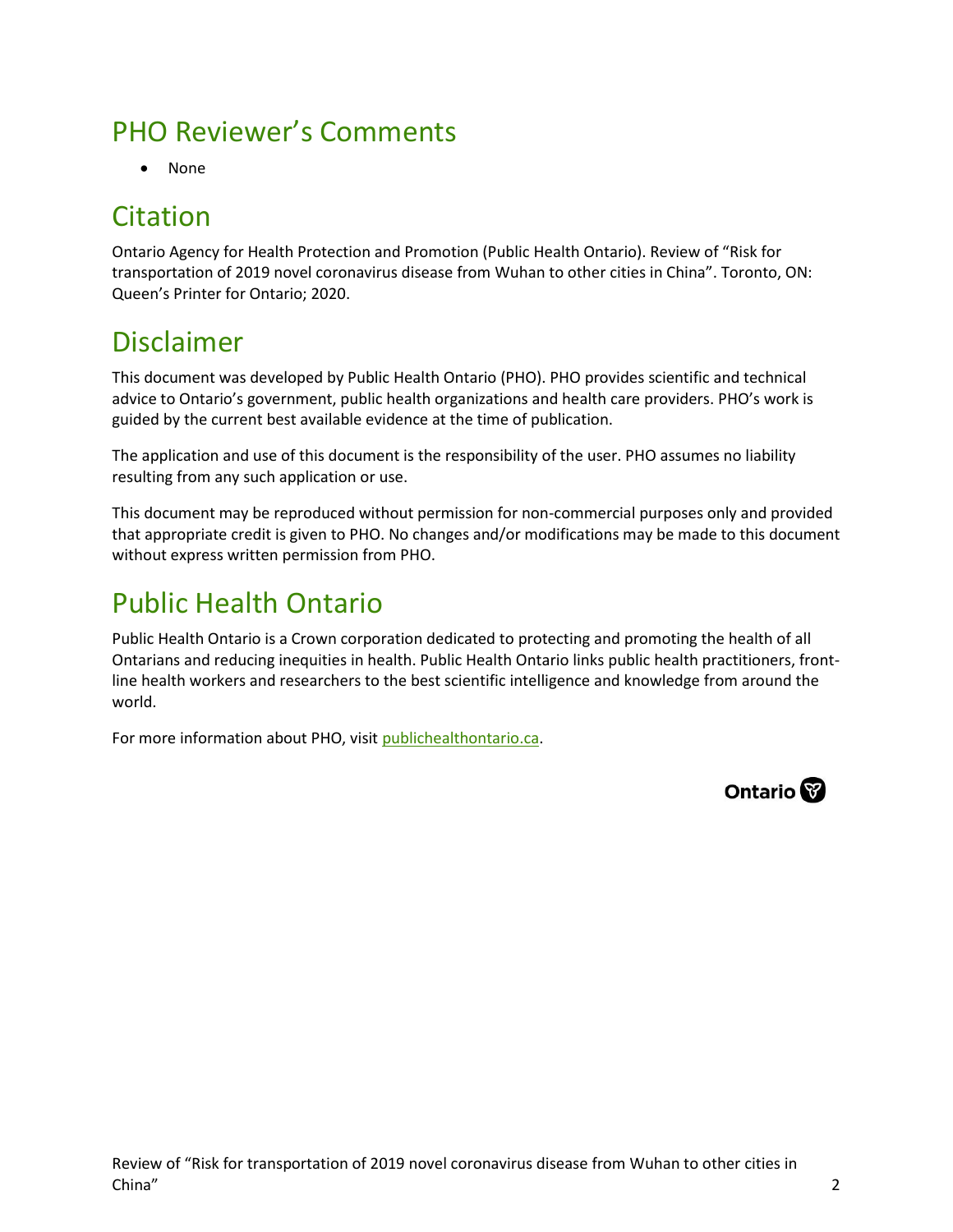## PHO Reviewer's Comments

- None

## Citation

Ontario Agency for Health Protection and Promotion (Public Health Ontario). Review of "Risk for transportation of 2019 novel coronavirus disease from Wuhan to other cities in China". Toronto, ON: Queen's Printer for Ontario; 2020.

## Disclaimer

This document was developed by Public Health Ontario (PHO). PHO provides scientific and technical advice to Ontario's government, public health organizations and health care providers. PHO's work is guided by the current best available evidence at the time of publication.

The application and use of this document is the responsibility of the user. PHO assumes no liability resulting from any such application or use.

This document may be reproduced without permission for non-commercial purposes only and provided that appropriate credit is given to PHO. No changes and/or modifications may be made to this document without express written permission from PHO.

## Public Health Ontario

Public Health Ontario is a Crown corporation dedicated to protecting and promoting the health of all Ontarians and reducing inequities in health. Public Health Ontario links public health practitioners, front-line health workers and researchers to the best scientific intelligence and knowledge from around the world.

For more information about PHO, visit publichealthontario.ca.

Ontario